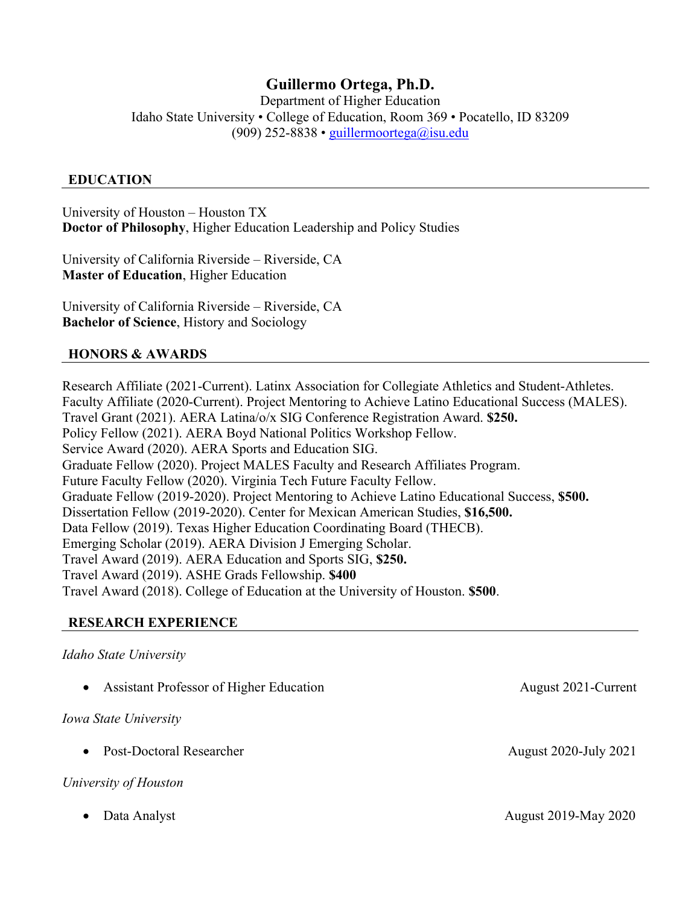# Guillermo Ortega, Ph.D.

Department of Higher Education
Idaho State University • College of Education, Room 369 • Pocatello, ID 83209
(909) 252-8838 • guillermoortega@isu.edu

## EDUCATION

University of Houston – Houston TX
**Doctor of Philosophy**, Higher Education Leadership and Policy Studies

University of California Riverside – Riverside, CA
**Master of Education**, Higher Education

University of California Riverside – Riverside, CA
**Bachelor of Science**, History and Sociology

## HONORS & AWARDS

Research Affiliate (2021-Current). Latinx Association for Collegiate Athletics and Student-Athletes.
Faculty Affiliate (2020-Current). Project Mentoring to Achieve Latino Educational Success (MALES).
Travel Grant (2021). AERA Latina/o/x SIG Conference Registration Award. **$250.**
Policy Fellow (2021). AERA Boyd National Politics Workshop Fellow.
Service Award (2020). AERA Sports and Education SIG.
Graduate Fellow (2020). Project MALES Faculty and Research Affiliates Program.
Future Faculty Fellow (2020). Virginia Tech Future Faculty Fellow.
Graduate Fellow (2019-2020). Project Mentoring to Achieve Latino Educational Success, **$500.**
Dissertation Fellow (2019-2020). Center for Mexican American Studies, **$16,500.**
Data Fellow (2019). Texas Higher Education Coordinating Board (THECB).
Emerging Scholar (2019). AERA Division J Emerging Scholar.
Travel Award (2019). AERA Education and Sports SIG, **$250.**
Travel Award (2019). ASHE Grads Fellowship. **$400**
Travel Award (2018). College of Education at the University of Houston. **$500**.

## RESEARCH EXPERIENCE

*Idaho State University*

- Assistant Professor of Higher Education — August 2021-Current

*Iowa State University*

- Post-Doctoral Researcher — August 2020-July 2021

*University of Houston*

- Data Analyst — August 2019-May 2020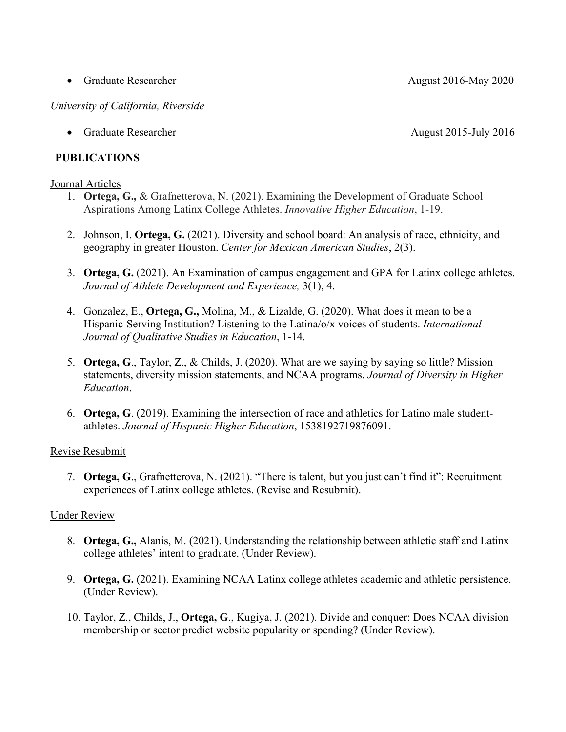- Graduate Researcher August 2016-May 2020

*University of California, Riverside*

- Graduate Researcher August 2015-July 2016

## PUBLICATIONS

Journal Articles

1. **Ortega, G.,** & Grafnetterova, N. (2021). Examining the Development of Graduate School Aspirations Among Latinx College Athletes. *Innovative Higher Education*, 1-19.

2. Johnson, I. **Ortega, G.** (2021). Diversity and school board: An analysis of race, ethnicity, and geography in greater Houston. *Center for Mexican American Studies*, 2(3).

3. **Ortega, G.** (2021). An Examination of campus engagement and GPA for Latinx college athletes. *Journal of Athlete Development and Experience,* 3(1), 4.

4. Gonzalez, E., **Ortega, G.,** Molina, M., & Lizalde, G. (2020). What does it mean to be a Hispanic-Serving Institution? Listening to the Latina/o/x voices of students. *International Journal of Qualitative Studies in Education*, 1-14.

5. **Ortega, G**., Taylor, Z., & Childs, J. (2020). What are we saying by saying so little? Mission statements, diversity mission statements, and NCAA programs. *Journal of Diversity in Higher Education*.

6. **Ortega, G**. (2019). Examining the intersection of race and athletics for Latino male student-athletes. *Journal of Hispanic Higher Education*, 1538192719876091.

Revise Resubmit

7. **Ortega, G**., Grafnetterova, N. (2021). "There is talent, but you just can't find it": Recruitment experiences of Latinx college athletes. (Revise and Resubmit).

Under Review

8. **Ortega, G.,** Alanis, M. (2021). Understanding the relationship between athletic staff and Latinx college athletes' intent to graduate. (Under Review).

9. **Ortega, G.** (2021). Examining NCAA Latinx college athletes academic and athletic persistence. (Under Review).

10. Taylor, Z., Childs, J., **Ortega, G**., Kugiya, J. (2021). Divide and conquer: Does NCAA division membership or sector predict website popularity or spending? (Under Review).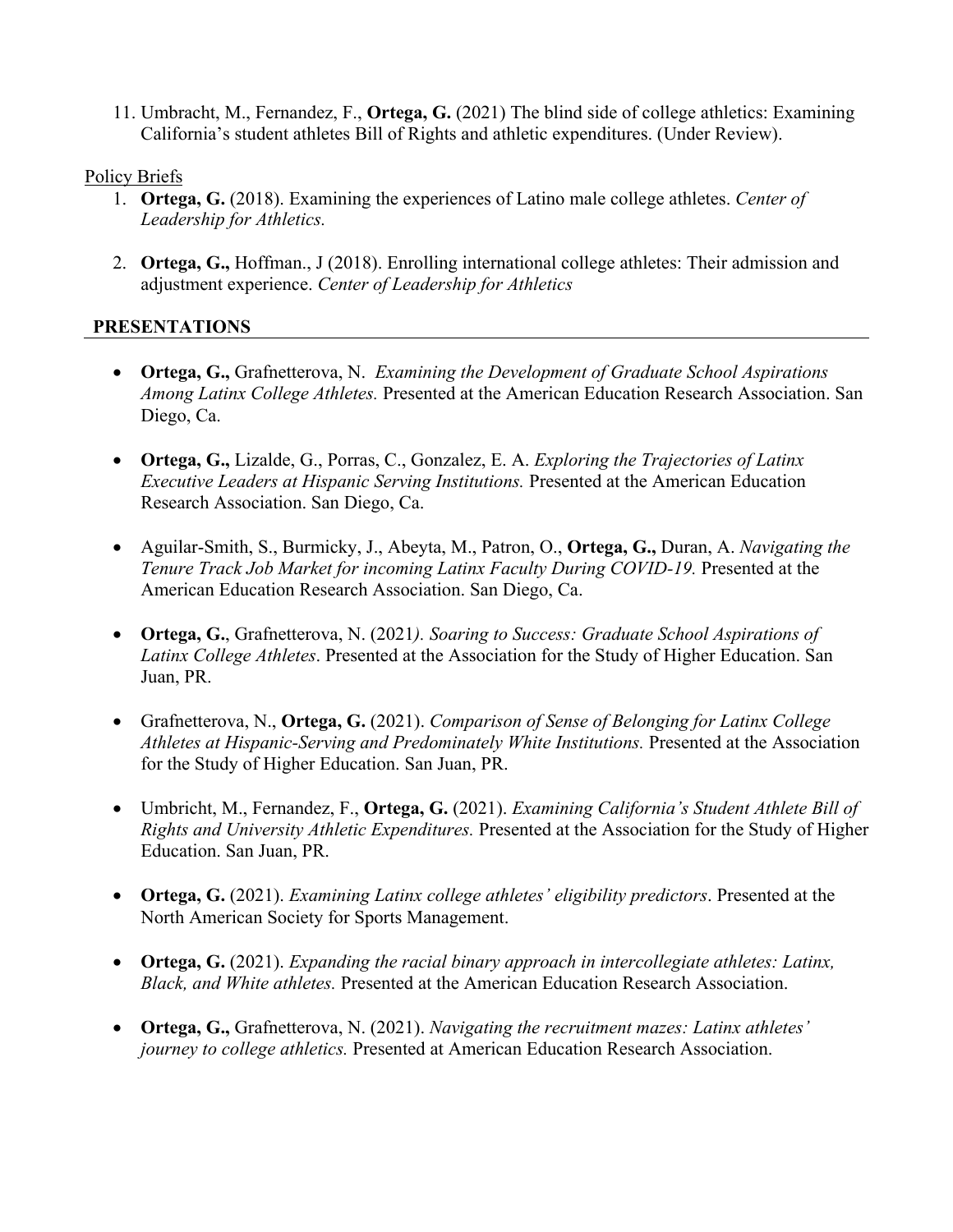11. Umbracht, M., Fernandez, F., **Ortega, G.** (2021) The blind side of college athletics: Examining California's student athletes Bill of Rights and athletic expenditures. (Under Review).

Policy Briefs

1. **Ortega, G.** (2018). Examining the experiences of Latino male college athletes. *Center of Leadership for Athletics.*

2. **Ortega, G.,** Hoffman., J (2018). Enrolling international college athletes: Their admission and adjustment experience. *Center of Leadership for Athletics*

## PRESENTATIONS

- **Ortega, G.,** Grafnetterova, N. *Examining the Development of Graduate School Aspirations Among Latinx College Athletes.* Presented at the American Education Research Association. San Diego, Ca.

- **Ortega, G.,** Lizalde, G., Porras, C., Gonzalez, E. A. *Exploring the Trajectories of Latinx Executive Leaders at Hispanic Serving Institutions.* Presented at the American Education Research Association. San Diego, Ca.

- Aguilar-Smith, S., Burmicky, J., Abeyta, M., Patron, O., **Ortega, G.,** Duran, A. *Navigating the Tenure Track Job Market for incoming Latinx Faculty During COVID-19.* Presented at the American Education Research Association. San Diego, Ca.

- **Ortega, G.**, Grafnetterova, N. (2021*). Soaring to Success: Graduate School Aspirations of Latinx College Athletes*. Presented at the Association for the Study of Higher Education. San Juan, PR.

- Grafnetterova, N., **Ortega, G.** (2021). *Comparison of Sense of Belonging for Latinx College Athletes at Hispanic-Serving and Predominately White Institutions.* Presented at the Association for the Study of Higher Education. San Juan, PR.

- Umbricht, M., Fernandez, F., **Ortega, G.** (2021). *Examining California's Student Athlete Bill of Rights and University Athletic Expenditures.* Presented at the Association for the Study of Higher Education. San Juan, PR.

- **Ortega, G.** (2021). *Examining Latinx college athletes' eligibility predictors*. Presented at the North American Society for Sports Management.

- **Ortega, G.** (2021). *Expanding the racial binary approach in intercollegiate athletes: Latinx, Black, and White athletes.* Presented at the American Education Research Association.

- **Ortega, G.,** Grafnetterova, N. (2021). *Navigating the recruitment mazes: Latinx athletes' journey to college athletics.* Presented at American Education Research Association.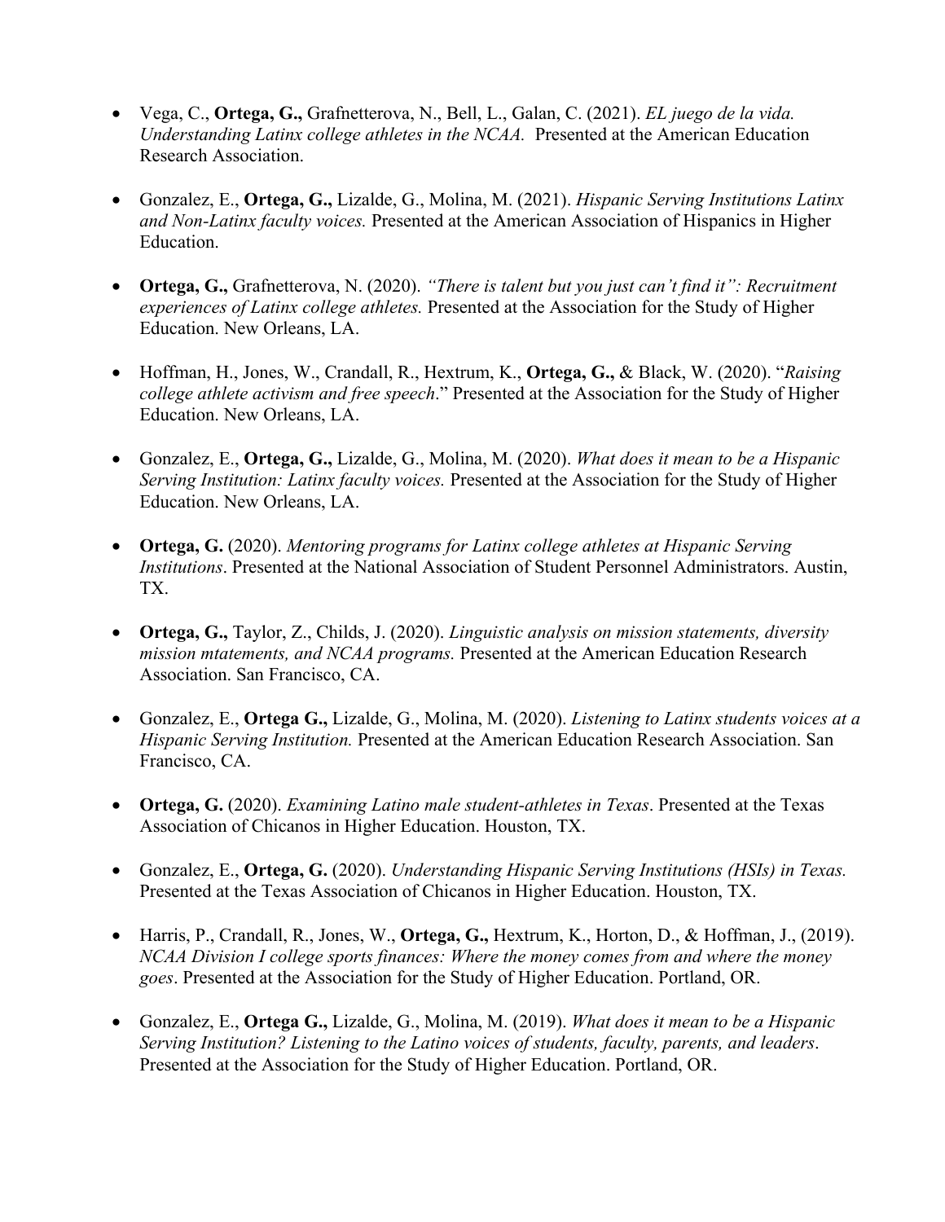- Vega, C., **Ortega, G.,** Grafnetterova, N., Bell, L., Galan, C. (2021). *EL juego de la vida. Understanding Latinx college athletes in the NCAA.* Presented at the American Education Research Association.

- Gonzalez, E., **Ortega, G.,** Lizalde, G., Molina, M. (2021). *Hispanic Serving Institutions Latinx and Non-Latinx faculty voices.* Presented at the American Association of Hispanics in Higher Education.

- **Ortega, G.,** Grafnetterova, N. (2020). *"There is talent but you just can't find it": Recruitment experiences of Latinx college athletes.* Presented at the Association for the Study of Higher Education. New Orleans, LA.

- Hoffman, H., Jones, W., Crandall, R., Hextrum, K., **Ortega, G.,** & Black, W. (2020). "*Raising college athlete activism and free speech*." Presented at the Association for the Study of Higher Education. New Orleans, LA.

- Gonzalez, E., **Ortega, G.,** Lizalde, G., Molina, M. (2020). *What does it mean to be a Hispanic Serving Institution: Latinx faculty voices.* Presented at the Association for the Study of Higher Education. New Orleans, LA.

- **Ortega, G.** (2020). *Mentoring programs for Latinx college athletes at Hispanic Serving Institutions*. Presented at the National Association of Student Personnel Administrators. Austin, TX.

- **Ortega, G.,** Taylor, Z., Childs, J. (2020). *Linguistic analysis on mission statements, diversity mission mtatements, and NCAA programs.* Presented at the American Education Research Association. San Francisco, CA.

- Gonzalez, E., **Ortega G.,** Lizalde, G., Molina, M. (2020). *Listening to Latinx students voices at a Hispanic Serving Institution.* Presented at the American Education Research Association. San Francisco, CA.

- **Ortega, G.** (2020). *Examining Latino male student-athletes in Texas*. Presented at the Texas Association of Chicanos in Higher Education. Houston, TX.

- Gonzalez, E., **Ortega, G.** (2020). *Understanding Hispanic Serving Institutions (HSIs) in Texas.* Presented at the Texas Association of Chicanos in Higher Education. Houston, TX.

- Harris, P., Crandall, R., Jones, W., **Ortega, G.,** Hextrum, K., Horton, D., & Hoffman, J., (2019). *NCAA Division I college sports finances: Where the money comes from and where the money goes*. Presented at the Association for the Study of Higher Education. Portland, OR.

- Gonzalez, E., **Ortega G.,** Lizalde, G., Molina, M. (2019). *What does it mean to be a Hispanic Serving Institution? Listening to the Latino voices of students, faculty, parents, and leaders*. Presented at the Association for the Study of Higher Education. Portland, OR.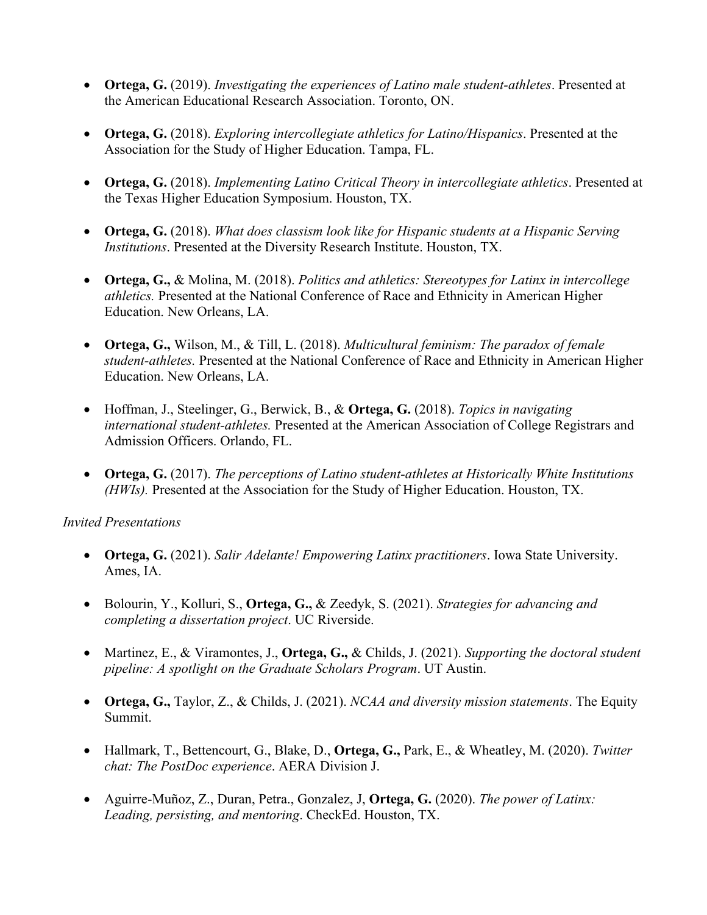- **Ortega, G.** (2019). *Investigating the experiences of Latino male student-athletes*. Presented at the American Educational Research Association. Toronto, ON.

- **Ortega, G.** (2018). *Exploring intercollegiate athletics for Latino/Hispanics*. Presented at the Association for the Study of Higher Education. Tampa, FL.

- **Ortega, G.** (2018). *Implementing Latino Critical Theory in intercollegiate athletics*. Presented at the Texas Higher Education Symposium. Houston, TX.

- **Ortega, G.** (2018). *What does classism look like for Hispanic students at a Hispanic Serving Institutions*. Presented at the Diversity Research Institute. Houston, TX.

- **Ortega, G.,** & Molina, M. (2018). *Politics and athletics: Stereotypes for Latinx in intercollege athletics.* Presented at the National Conference of Race and Ethnicity in American Higher Education. New Orleans, LA.

- **Ortega, G.,** Wilson, M., & Till, L. (2018). *Multicultural feminism: The paradox of female student-athletes.* Presented at the National Conference of Race and Ethnicity in American Higher Education. New Orleans, LA.

- Hoffman, J., Steelinger, G., Berwick, B., & **Ortega, G.** (2018). *Topics in navigating international student-athletes.* Presented at the American Association of College Registrars and Admission Officers. Orlando, FL.

- **Ortega, G.** (2017). *The perceptions of Latino student-athletes at Historically White Institutions (HWIs).* Presented at the Association for the Study of Higher Education. Houston, TX.

*Invited Presentations*

- **Ortega, G.** (2021). *Salir Adelante! Empowering Latinx practitioners*. Iowa State University. Ames, IA.

- Bolourin, Y., Kolluri, S., **Ortega, G.,** & Zeedyk, S. (2021). *Strategies for advancing and completing a dissertation project*. UC Riverside.

- Martinez, E., & Viramontes, J., **Ortega, G.,** & Childs, J. (2021). *Supporting the doctoral student pipeline: A spotlight on the Graduate Scholars Program*. UT Austin.

- **Ortega, G.,** Taylor, Z., & Childs, J. (2021). *NCAA and diversity mission statements*. The Equity Summit.

- Hallmark, T., Bettencourt, G., Blake, D., **Ortega, G.,** Park, E., & Wheatley, M. (2020). *Twitter chat: The PostDoc experience*. AERA Division J.

- Aguirre-Muñoz, Z., Duran, Petra., Gonzalez, J, **Ortega, G.** (2020). *The power of Latinx: Leading, persisting, and mentoring*. CheckEd. Houston, TX.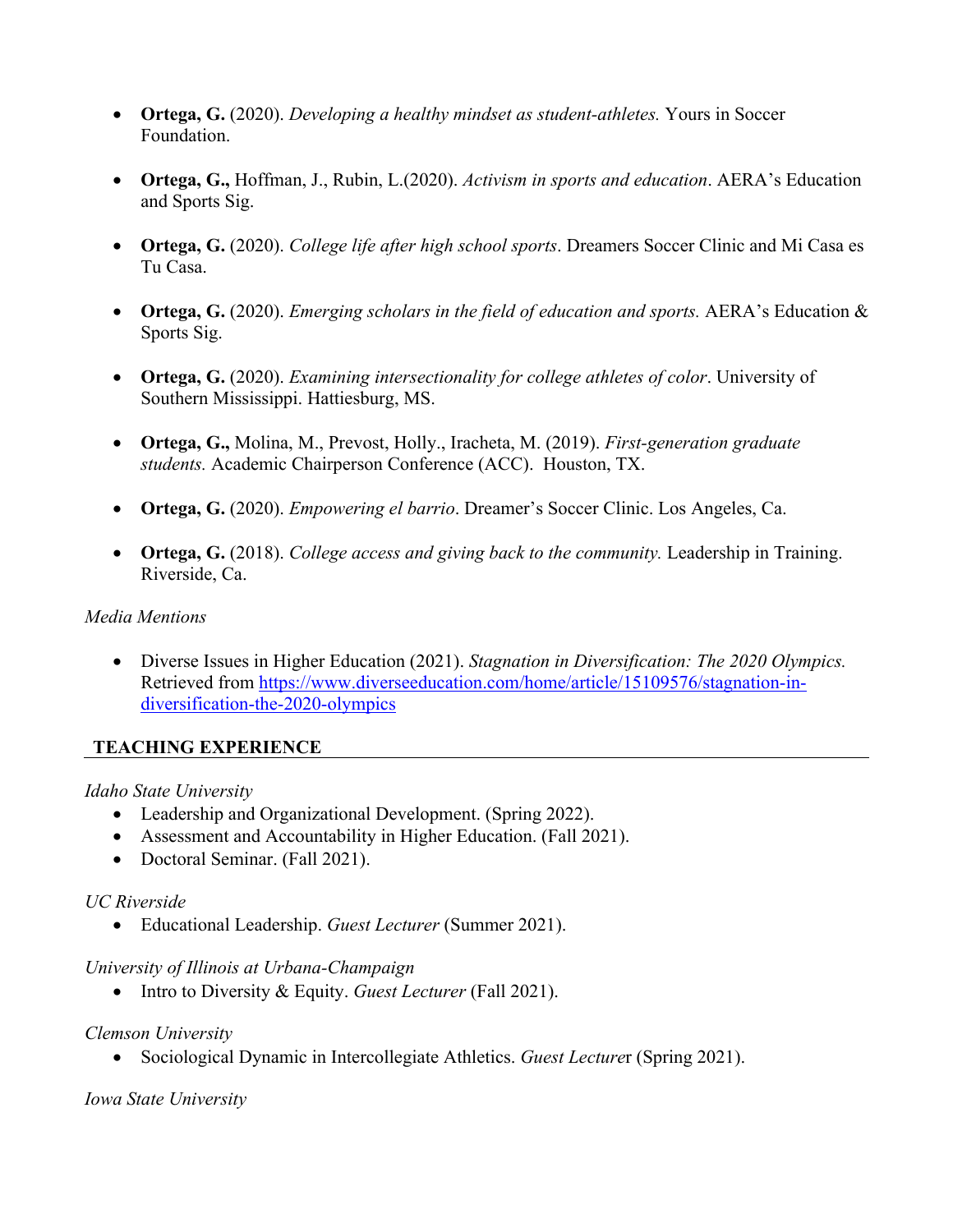- **Ortega, G.** (2020). *Developing a healthy mindset as student-athletes.* Yours in Soccer Foundation.

- **Ortega, G.,** Hoffman, J., Rubin, L.(2020). *Activism in sports and education*. AERA's Education and Sports Sig.

- **Ortega, G.** (2020). *College life after high school sports*. Dreamers Soccer Clinic and Mi Casa es Tu Casa.

- **Ortega, G.** (2020). *Emerging scholars in the field of education and sports.* AERA's Education & Sports Sig.

- **Ortega, G.** (2020). *Examining intersectionality for college athletes of color*. University of Southern Mississippi. Hattiesburg, MS.

- **Ortega, G.,** Molina, M., Prevost, Holly., Iracheta, M. (2019). *First-generation graduate students.* Academic Chairperson Conference (ACC). Houston, TX.

- **Ortega, G.** (2020). *Empowering el barrio*. Dreamer's Soccer Clinic. Los Angeles, Ca.

- **Ortega, G.** (2018). *College access and giving back to the community.* Leadership in Training. Riverside, Ca.

*Media Mentions*

- Diverse Issues in Higher Education (2021). *Stagnation in Diversification: The 2020 Olympics.* Retrieved from https://www.diverseeducation.com/home/article/15109576/stagnation-in-diversification-the-2020-olympics

## TEACHING EXPERIENCE

*Idaho State University*

- Leadership and Organizational Development. (Spring 2022).
- Assessment and Accountability in Higher Education. (Fall 2021).
- Doctoral Seminar. (Fall 2021).

*UC Riverside*

- Educational Leadership. *Guest Lecturer* (Summer 2021).

*University of Illinois at Urbana-Champaign*

- Intro to Diversity & Equity. *Guest Lecturer* (Fall 2021).

*Clemson University*

- Sociological Dynamic in Intercollegiate Athletics. *Guest Lecturer* (Spring 2021).

*Iowa State University*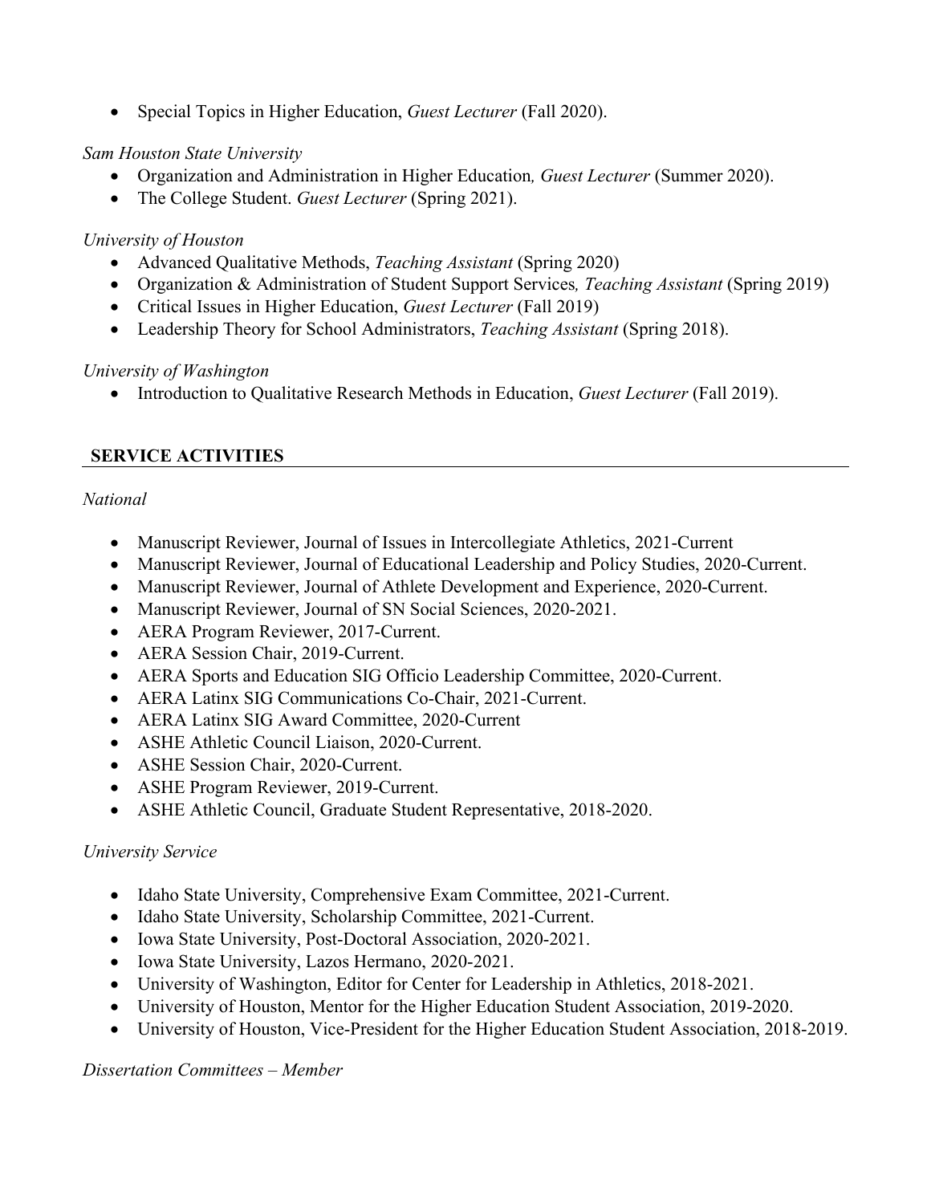- Special Topics in Higher Education, *Guest Lecturer* (Fall 2020).

*Sam Houston State University*

- Organization and Administration in Higher Education*, Guest Lecturer* (Summer 2020).
- The College Student. *Guest Lecturer* (Spring 2021).

*University of Houston*

- Advanced Qualitative Methods, *Teaching Assistant* (Spring 2020)
- Organization & Administration of Student Support Services*, Teaching Assistant* (Spring 2019)
- Critical Issues in Higher Education, *Guest Lecturer* (Fall 2019)
- Leadership Theory for School Administrators, *Teaching Assistant* (Spring 2018).

*University of Washington*

- Introduction to Qualitative Research Methods in Education, *Guest Lecturer* (Fall 2019).

## SERVICE ACTIVITIES

*National*

- Manuscript Reviewer, Journal of Issues in Intercollegiate Athletics, 2021-Current
- Manuscript Reviewer, Journal of Educational Leadership and Policy Studies, 2020-Current.
- Manuscript Reviewer, Journal of Athlete Development and Experience, 2020-Current.
- Manuscript Reviewer, Journal of SN Social Sciences, 2020-2021.
- AERA Program Reviewer, 2017-Current.
- AERA Session Chair, 2019-Current.
- AERA Sports and Education SIG Officio Leadership Committee, 2020-Current.
- AERA Latinx SIG Communications Co-Chair, 2021-Current.
- AERA Latinx SIG Award Committee, 2020-Current
- ASHE Athletic Council Liaison, 2020-Current.
- ASHE Session Chair, 2020-Current.
- ASHE Program Reviewer, 2019-Current.
- ASHE Athletic Council, Graduate Student Representative, 2018-2020.

*University Service*

- Idaho State University, Comprehensive Exam Committee, 2021-Current.
- Idaho State University, Scholarship Committee, 2021-Current.
- Iowa State University, Post-Doctoral Association, 2020-2021.
- Iowa State University, Lazos Hermano, 2020-2021.
- University of Washington, Editor for Center for Leadership in Athletics, 2018-2021.
- University of Houston, Mentor for the Higher Education Student Association, 2019-2020.
- University of Houston, Vice-President for the Higher Education Student Association, 2018-2019.

*Dissertation Committees – Member*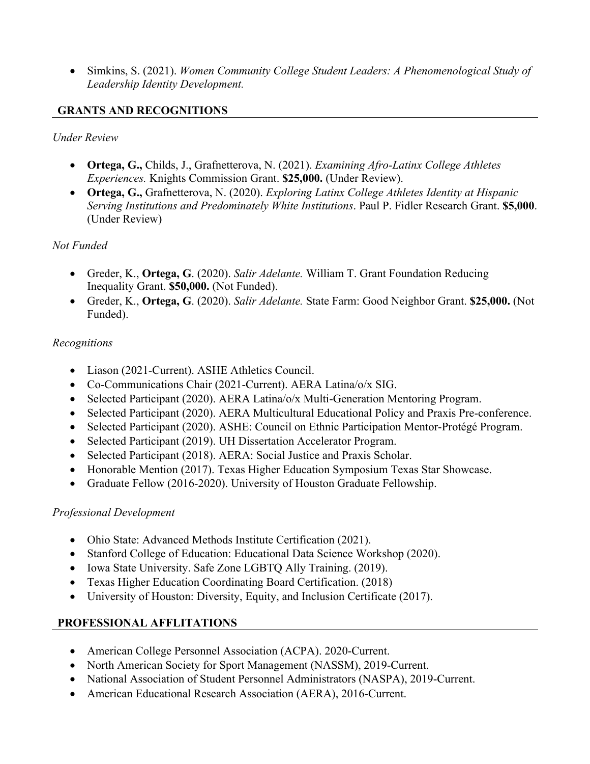- Simkins, S. (2021). *Women Community College Student Leaders: A Phenomenological Study of Leadership Identity Development.*

## GRANTS AND RECOGNITIONS

*Under Review*

- **Ortega, G.,** Childs, J., Grafnetterova, N. (2021). *Examining Afro-Latinx College Athletes Experiences.* Knights Commission Grant. **$25,000.** (Under Review).
- **Ortega, G.,** Grafnetterova, N. (2020). *Exploring Latinx College Athletes Identity at Hispanic Serving Institutions and Predominately White Institutions*. Paul P. Fidler Research Grant. **$5,000**. (Under Review)

*Not Funded*

- Greder, K., **Ortega, G**. (2020). *Salir Adelante.* William T. Grant Foundation Reducing Inequality Grant. **$50,000.** (Not Funded).
- Greder, K., **Ortega, G**. (2020). *Salir Adelante.* State Farm: Good Neighbor Grant. **$25,000.** (Not Funded).

*Recognitions*

- Liason (2021-Current). ASHE Athletics Council.
- Co-Communications Chair (2021-Current). AERA Latina/o/x SIG.
- Selected Participant (2020). AERA Latina/o/x Multi-Generation Mentoring Program.
- Selected Participant (2020). AERA Multicultural Educational Policy and Praxis Pre-conference.
- Selected Participant (2020). ASHE: Council on Ethnic Participation Mentor-Protégé Program.
- Selected Participant (2019). UH Dissertation Accelerator Program.
- Selected Participant (2018). AERA: Social Justice and Praxis Scholar.
- Honorable Mention (2017). Texas Higher Education Symposium Texas Star Showcase.
- Graduate Fellow (2016-2020). University of Houston Graduate Fellowship.

*Professional Development*

- Ohio State: Advanced Methods Institute Certification (2021).
- Stanford College of Education: Educational Data Science Workshop (2020).
- Iowa State University. Safe Zone LGBTQ Ally Training. (2019).
- Texas Higher Education Coordinating Board Certification. (2018)
- University of Houston: Diversity, Equity, and Inclusion Certificate (2017).

## PROFESSIONAL AFFLITATIONS

- American College Personnel Association (ACPA). 2020-Current.
- North American Society for Sport Management (NASSM), 2019-Current.
- National Association of Student Personnel Administrators (NASPA), 2019-Current.
- American Educational Research Association (AERA), 2016-Current.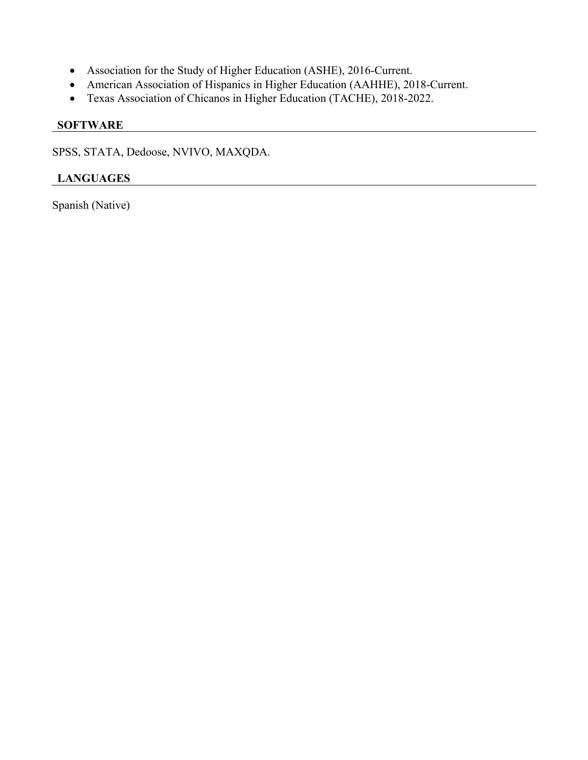- Association for the Study of Higher Education (ASHE), 2016-Current.
- American Association of Hispanics in Higher Education (AAHHE), 2018-Current.
- Texas Association of Chicanos in Higher Education (TACHE), 2018-2022.

## SOFTWARE

SPSS, STATA, Dedoose, NVIVO, MAXQDA.

## LANGUAGES

Spanish (Native)